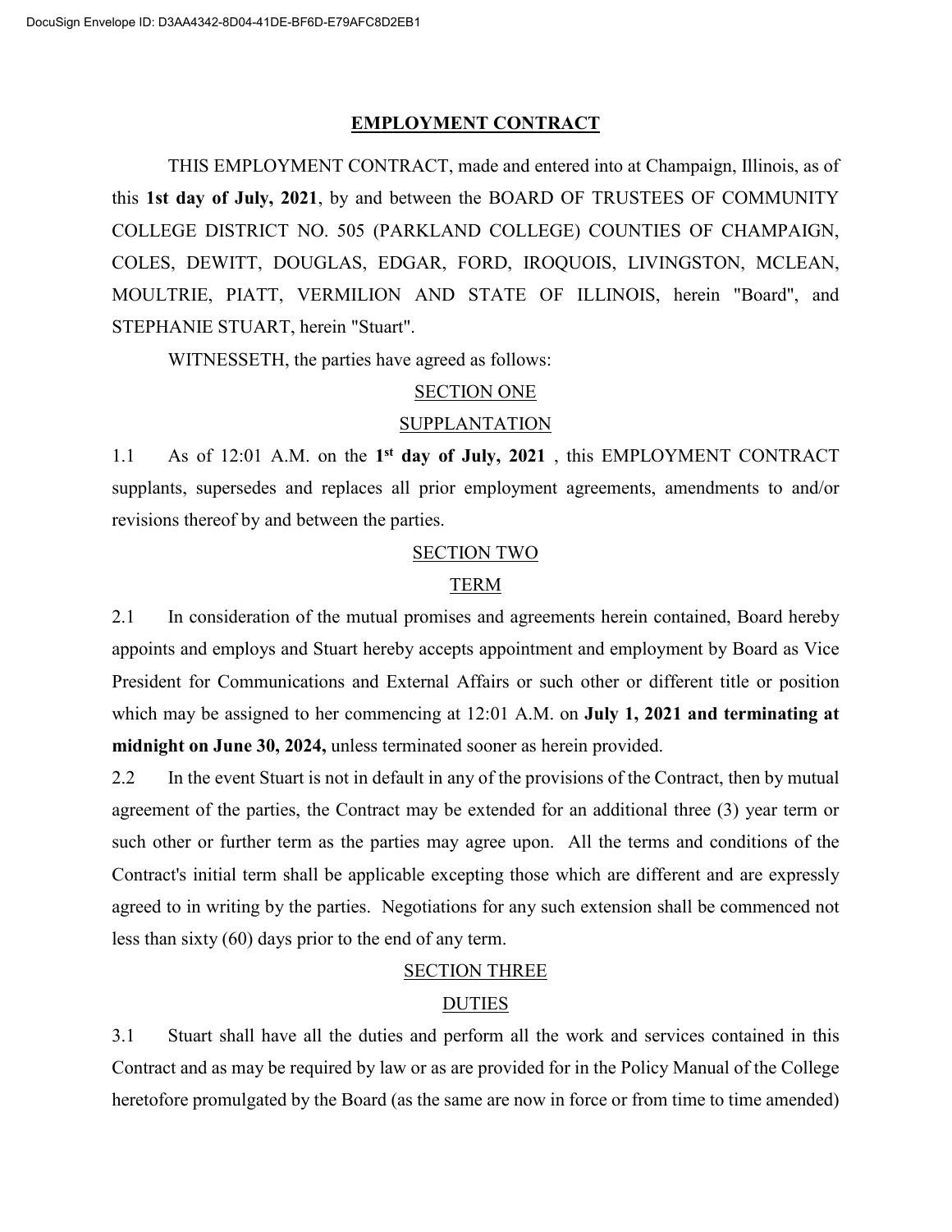# EMPLOYMENT CONTRACT

THIS EMPLOYMENT CONTRACT, made and entered into at Champaign, Illinois, as of this **1st day of July, 2021**, by and between the BOARD OF TRUSTEES OF COMMUNITY COLLEGE DISTRICT NO. 505 (PARKLAND COLLEGE) COUNTIES OF CHAMPAIGN, COLES, DEWITT, DOUGLAS, EDGAR, FORD, IROQUOIS, LIVINGSTON, MCLEAN, MOULTRIE, PIATT, VERMILION AND STATE OF ILLINOIS, herein "Board", and STEPHANIE STUART, herein "Stuart".

WITNESSETH, the parties have agreed as follows:

## SECTION ONE

## SUPPLANTATION

1.1 As of 12:01 A.M. on the **1st day of July, 2021** , this EMPLOYMENT CONTRACT supplants, supersedes and replaces all prior employment agreements, amendments to and/or revisions thereof by and between the parties.

## SECTION TWO

## TERM

2.1 In consideration of the mutual promises and agreements herein contained, Board hereby appoints and employs and Stuart hereby accepts appointment and employment by Board as Vice President for Communications and External Affairs or such other or different title or position which may be assigned to her commencing at 12:01 A.M. on **July 1, 2021 and terminating at midnight on June 30, 2024,** unless terminated sooner as herein provided.

2.2 In the event Stuart is not in default in any of the provisions of the Contract, then by mutual agreement of the parties, the Contract may be extended for an additional three (3) year term or such other or further term as the parties may agree upon. All the terms and conditions of the Contract's initial term shall be applicable excepting those which are different and are expressly agreed to in writing by the parties. Negotiations for any such extension shall be commenced not less than sixty (60) days prior to the end of any term.

## SECTION THREE

## DUTIES

3.1 Stuart shall have all the duties and perform all the work and services contained in this Contract and as may be required by law or as are provided for in the Policy Manual of the College heretofore promulgated by the Board (as the same are now in force or from time to time amended)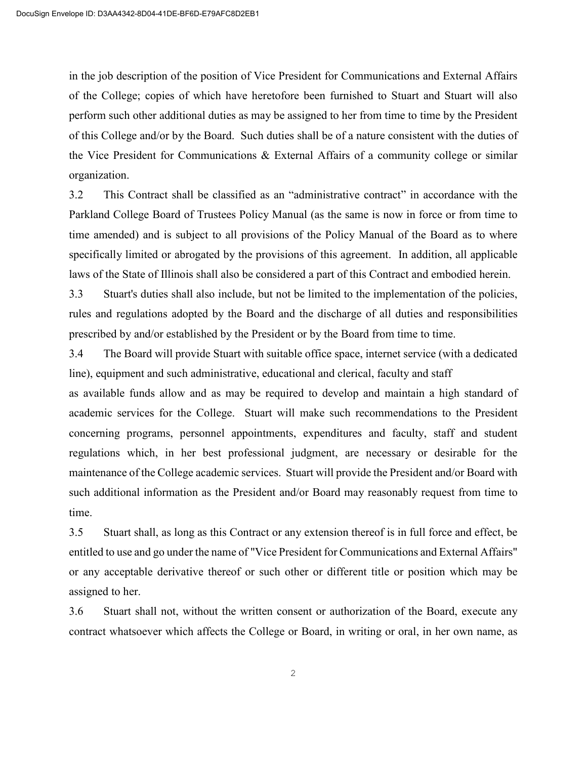in the job description of the position of Vice President for Communications and External Affairs of the College; copies of which have heretofore been furnished to Stuart and Stuart will also perform such other additional duties as may be assigned to her from time to time by the President of this College and/or by the Board. Such duties shall be of a nature consistent with the duties of the Vice President for Communications & External Affairs of a community college or similar organization.

3.2 This Contract shall be classified as an "administrative contract" in accordance with the Parkland College Board of Trustees Policy Manual (as the same is now in force or from time to time amended) and is subject to all provisions of the Policy Manual of the Board as to where specifically limited or abrogated by the provisions of this agreement. In addition, all applicable laws of the State of Illinois shall also be considered a part of this Contract and embodied herein.

3.3 Stuart's duties shall also include, but not be limited to the implementation of the policies, rules and regulations adopted by the Board and the discharge of all duties and responsibilities prescribed by and/or established by the President or by the Board from time to time.

3.4 The Board will provide Stuart with suitable office space, internet service (with a dedicated line), equipment and such administrative, educational and clerical, faculty and staff as available funds allow and as may be required to develop and maintain a high standard of academic services for the College. Stuart will make such recommendations to the President concerning programs, personnel appointments, expenditures and faculty, staff and student regulations which, in her best professional judgment, are necessary or desirable for the maintenance of the College academic services. Stuart will provide the President and/or Board with such additional information as the President and/or Board may reasonably request from time to time.

3.5 Stuart shall, as long as this Contract or any extension thereof is in full force and effect, be entitled to use and go under the name of "Vice President for Communications and External Affairs" or any acceptable derivative thereof or such other or different title or position which may be assigned to her.

3.6 Stuart shall not, without the written consent or authorization of the Board, execute any contract whatsoever which affects the College or Board, in writing or oral, in her own name, as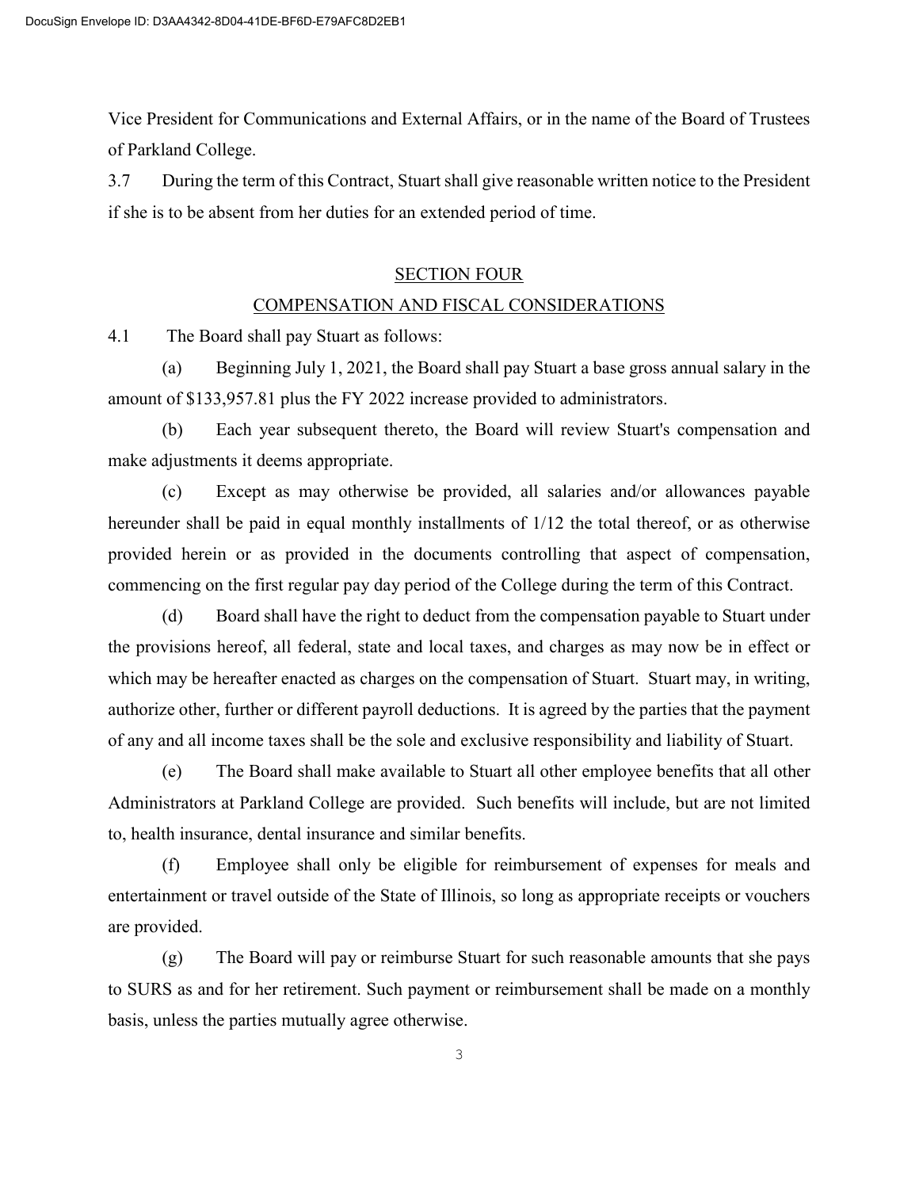Vice President for Communications and External Affairs, or in the name of the Board of Trustees of Parkland College.

3.7 During the term of this Contract, Stuart shall give reasonable written notice to the President if she is to be absent from her duties for an extended period of time.

## SECTION FOUR

## COMPENSATION AND FISCAL CONSIDERATIONS

4.1 The Board shall pay Stuart as follows:

(a) Beginning July 1, 2021, the Board shall pay Stuart a base gross annual salary in the amount of $133,957.81 plus the FY 2022 increase provided to administrators.

(b) Each year subsequent thereto, the Board will review Stuart's compensation and make adjustments it deems appropriate.

(c) Except as may otherwise be provided, all salaries and/or allowances payable hereunder shall be paid in equal monthly installments of 1/12 the total thereof, or as otherwise provided herein or as provided in the documents controlling that aspect of compensation, commencing on the first regular pay day period of the College during the term of this Contract.

(d) Board shall have the right to deduct from the compensation payable to Stuart under the provisions hereof, all federal, state and local taxes, and charges as may now be in effect or which may be hereafter enacted as charges on the compensation of Stuart. Stuart may, in writing, authorize other, further or different payroll deductions. It is agreed by the parties that the payment of any and all income taxes shall be the sole and exclusive responsibility and liability of Stuart.

(e) The Board shall make available to Stuart all other employee benefits that all other Administrators at Parkland College are provided. Such benefits will include, but are not limited to, health insurance, dental insurance and similar benefits.

(f) Employee shall only be eligible for reimbursement of expenses for meals and entertainment or travel outside of the State of Illinois, so long as appropriate receipts or vouchers are provided.

(g) The Board will pay or reimburse Stuart for such reasonable amounts that she pays to SURS as and for her retirement. Such payment or reimbursement shall be made on a monthly basis, unless the parties mutually agree otherwise.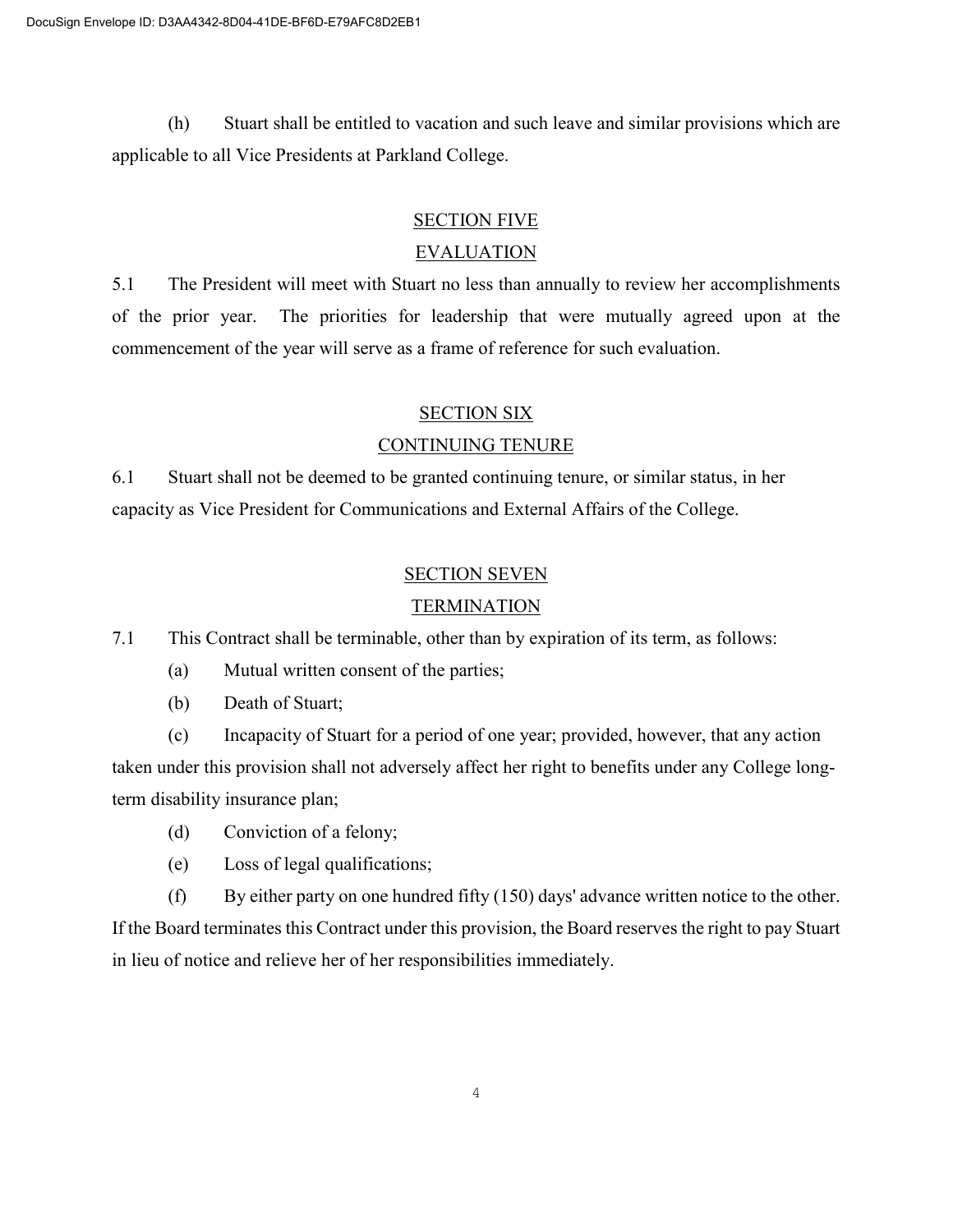(h) Stuart shall be entitled to vacation and such leave and similar provisions which are applicable to all Vice Presidents at Parkland College.

## SECTION FIVE
## EVALUATION

5.1 The President will meet with Stuart no less than annually to review her accomplishments of the prior year. The priorities for leadership that were mutually agreed upon at the commencement of the year will serve as a frame of reference for such evaluation.

## SECTION SIX
## CONTINUING TENURE

6.1 Stuart shall not be deemed to be granted continuing tenure, or similar status, in her capacity as Vice President for Communications and External Affairs of the College.

## SECTION SEVEN
## TERMINATION

7.1 This Contract shall be terminable, other than by expiration of its term, as follows:

(a) Mutual written consent of the parties;

(b) Death of Stuart;

(c) Incapacity of Stuart for a period of one year; provided, however, that any action taken under this provision shall not adversely affect her right to benefits under any College long-term disability insurance plan;

(d) Conviction of a felony;

(e) Loss of legal qualifications;

(f) By either party on one hundred fifty (150) days' advance written notice to the other. If the Board terminates this Contract under this provision, the Board reserves the right to pay Stuart in lieu of notice and relieve her of her responsibilities immediately.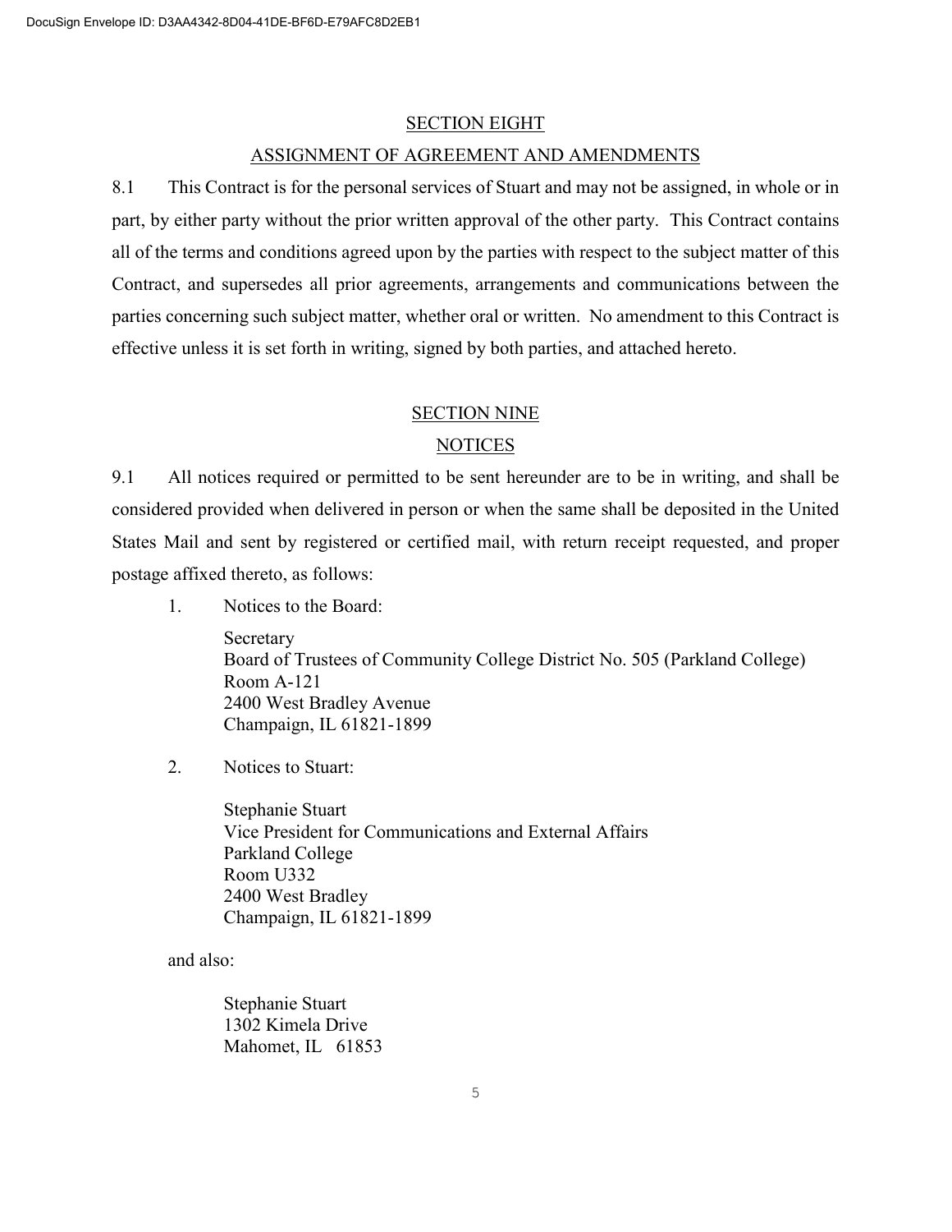## SECTION EIGHT

## ASSIGNMENT OF AGREEMENT AND AMENDMENTS

8.1 This Contract is for the personal services of Stuart and may not be assigned, in whole or in part, by either party without the prior written approval of the other party. This Contract contains all of the terms and conditions agreed upon by the parties with respect to the subject matter of this Contract, and supersedes all prior agreements, arrangements and communications between the parties concerning such subject matter, whether oral or written. No amendment to this Contract is effective unless it is set forth in writing, signed by both parties, and attached hereto.

## SECTION NINE

## NOTICES

9.1 All notices required or permitted to be sent hereunder are to be in writing, and shall be considered provided when delivered in person or when the same shall be deposited in the United States Mail and sent by registered or certified mail, with return receipt requested, and proper postage affixed thereto, as follows:

1. Notices to the Board:

   Secretary  
   Board of Trustees of Community College District No. 505 (Parkland College)  
   Room A-121  
   2400 West Bradley Avenue  
   Champaign, IL 61821-1899

2. Notices to Stuart:

   Stephanie Stuart  
   Vice President for Communications and External Affairs  
   Parkland College  
   Room U332  
   2400 West Bradley  
   Champaign, IL 61821-1899

   and also:

   Stephanie Stuart  
   1302 Kimela Drive  
   Mahomet, IL 61853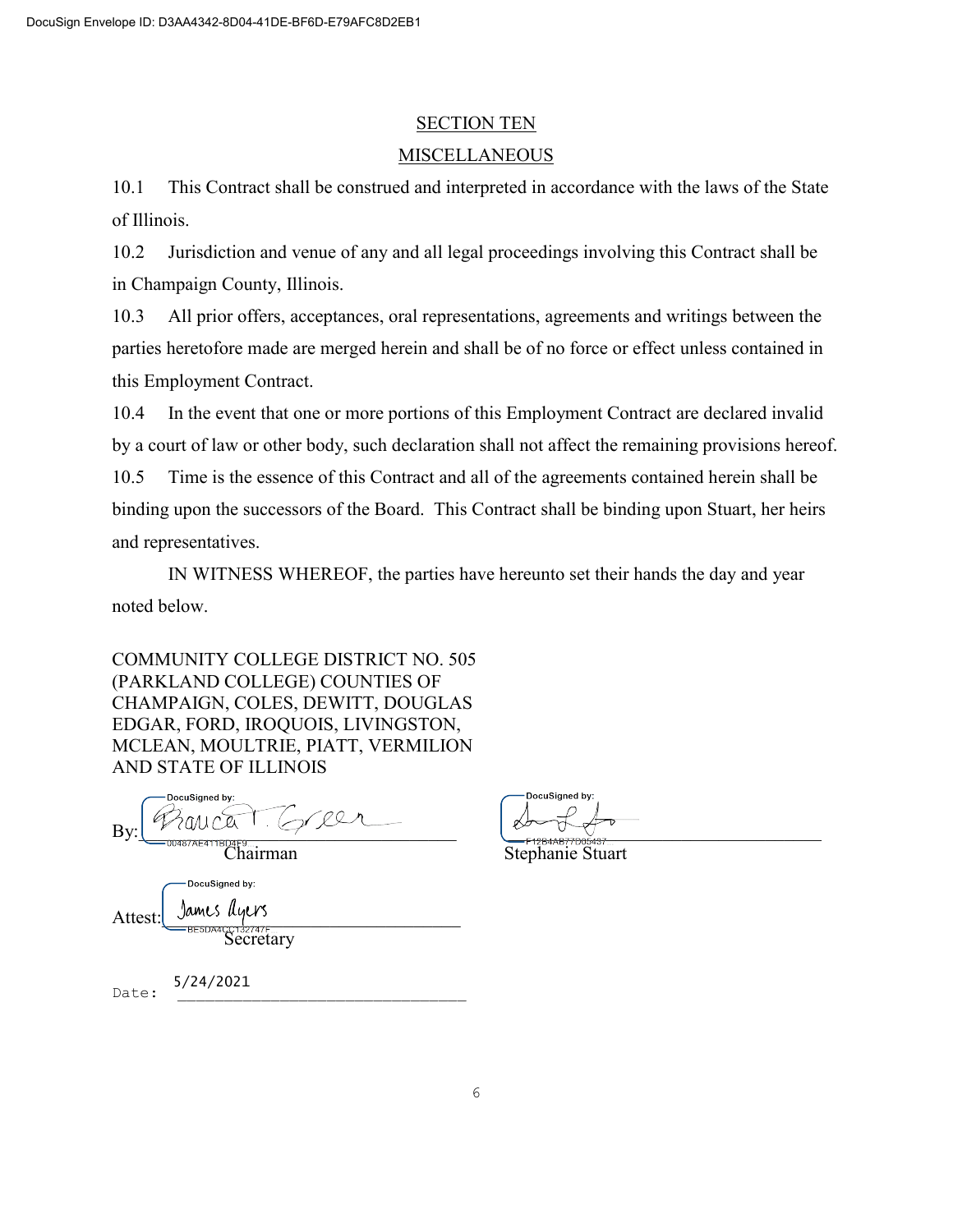## SECTION TEN

## MISCELLANEOUS

10.1 This Contract shall be construed and interpreted in accordance with the laws of the State of Illinois.

10.2 Jurisdiction and venue of any and all legal proceedings involving this Contract shall be in Champaign County, Illinois.

10.3 All prior offers, acceptances, oral representations, agreements and writings between the parties heretofore made are merged herein and shall be of no force or effect unless contained in this Employment Contract.

10.4 In the event that one or more portions of this Employment Contract are declared invalid by a court of law or other body, such declaration shall not affect the remaining provisions hereof.

10.5 Time is the essence of this Contract and all of the agreements contained herein shall be binding upon the successors of the Board. This Contract shall be binding upon Stuart, her heirs and representatives.

IN WITNESS WHEREOF, the parties have hereunto set their hands the day and year noted below.

COMMUNITY COLLEGE DISTRICT NO. 505 (PARKLAND COLLEGE) COUNTIES OF CHAMPAIGN, COLES, DEWITT, DOUGLAS EDGAR, FORD, IROQUOIS, LIVINGSTON, MCLEAN, MOULTRIE, PIATT, VERMILION AND STATE OF ILLINOIS

By: DocuSigned by: Bianca T. Green
00487AE411BD4F9...
Chairman

DocuSigned by: [signature]
F1264AB77D05437...
Stephanie Stuart

Attest: DocuSigned by: James Ayers
BE5DA4CC132747F...
Secretary

Date: 5/24/2021